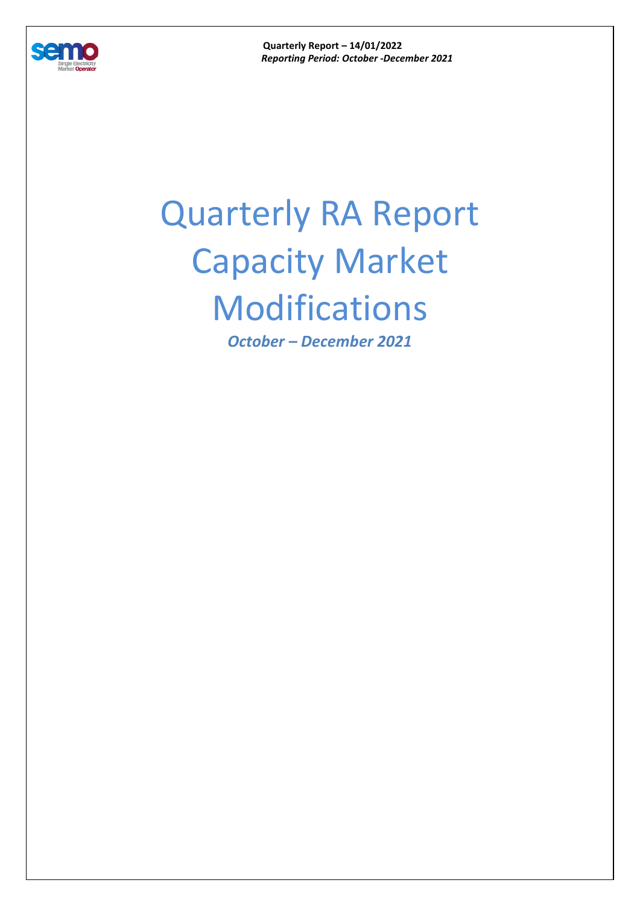**Quarterly Report – 14/01/2022**
***Reporting Period: October -December 2021***

# Quarterly RA Report Capacity Market Modifications

***October – December 2021***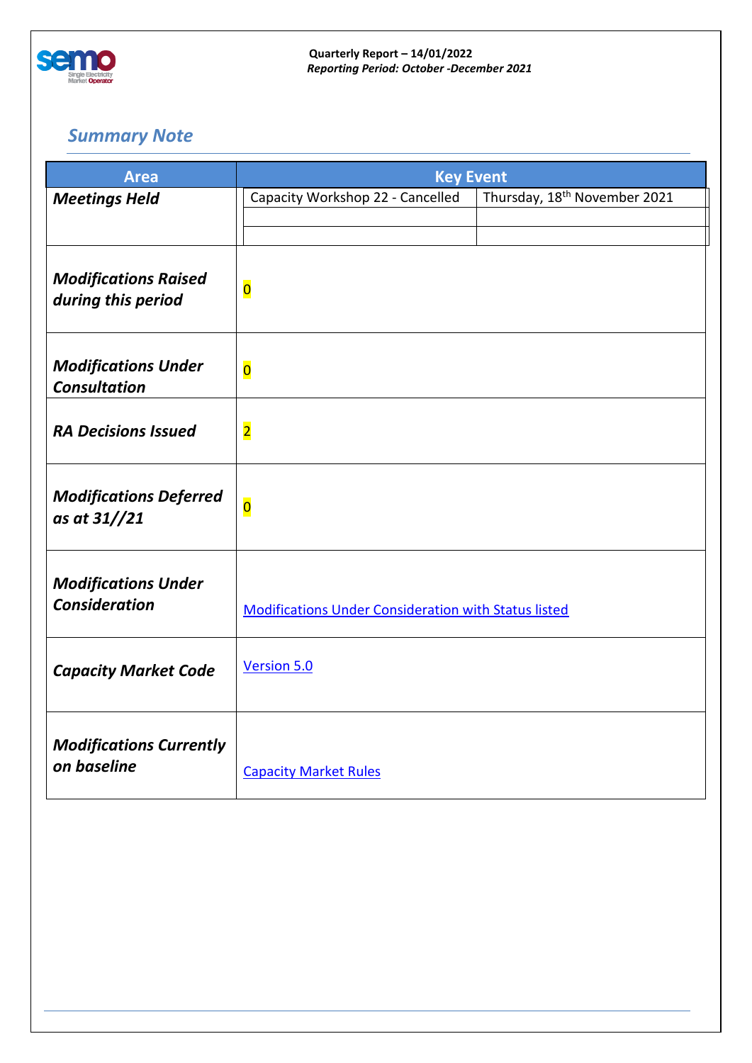**Quarterly Report – 14/01/2022**
***Reporting Period: October -December 2021***

## *Summary Note*

| Area | Key Event | |
|---|---|---|
| ***Meetings Held*** | Capacity Workshop 22 - Cancelled | Thursday, 18th November 2021 |
| | | |
| | | |
| ***Modifications Raised during this period*** | 0 | |
| ***Modifications Under Consultation*** | 0 | |
| ***RA Decisions Issued*** | 2 | |
| ***Modifications Deferred as at 31//21*** | 0 | |
| ***Modifications Under Consideration*** | Modifications Under Consideration with Status listed | |
| ***Capacity Market Code*** | Version 5.0 | |
| ***Modifications Currently on baseline*** | Capacity Market Rules | |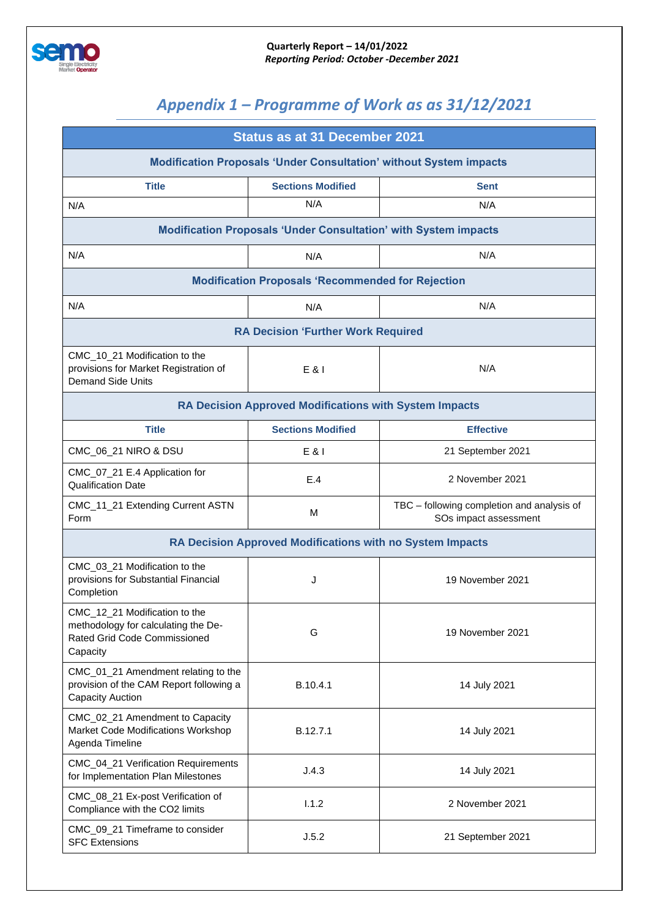## *Appendix 1 – Programme of Work as as 31/12/2021*

| Status as at 31 December 2021 | | |
|---|---|---|
| **Modification Proposals 'Under Consultation' without System impacts** | | |
| **Title** | **Sections Modified** | **Sent** |
| N/A | N/A | N/A |
| **Modification Proposals 'Under Consultation' with System impacts** | | |
| N/A | N/A | N/A |
| **Modification Proposals 'Recommended for Rejection** | | |
| N/A | N/A | N/A |
| **RA Decision 'Further Work Required** | | |
| CMC_10_21 Modification to the provisions for Market Registration of Demand Side Units | E & I | N/A |
| **RA Decision Approved Modifications with System Impacts** | | |
| **Title** | **Sections Modified** | **Effective** |
| CMC_06_21 NIRO & DSU | E & I | 21 September 2021 |
| CMC_07_21 E.4 Application for Qualification Date | E.4 | 2 November 2021 |
| CMC_11_21 Extending Current ASTN Form | M | TBC – following completion and analysis of SOs impact assessment |
| **RA Decision Approved Modifications with no System Impacts** | | |
| CMC_03_21 Modification to the provisions for Substantial Financial Completion | J | 19 November 2021 |
| CMC_12_21 Modification to the methodology for calculating the De-Rated Grid Code Commissioned Capacity | G | 19 November 2021 |
| CMC_01_21 Amendment relating to the provision of the CAM Report following a Capacity Auction | B.10.4.1 | 14 July 2021 |
| CMC_02_21 Amendment to Capacity Market Code Modifications Workshop Agenda Timeline | B.12.7.1 | 14 July 2021 |
| CMC_04_21 Verification Requirements for Implementation Plan Milestones | J.4.3 | 14 July 2021 |
| CMC_08_21 Ex-post Verification of Compliance with the CO2 limits | I.1.2 | 2 November 2021 |
| CMC_09_21 Timeframe to consider SFC Extensions | J.5.2 | 21 September 2021 |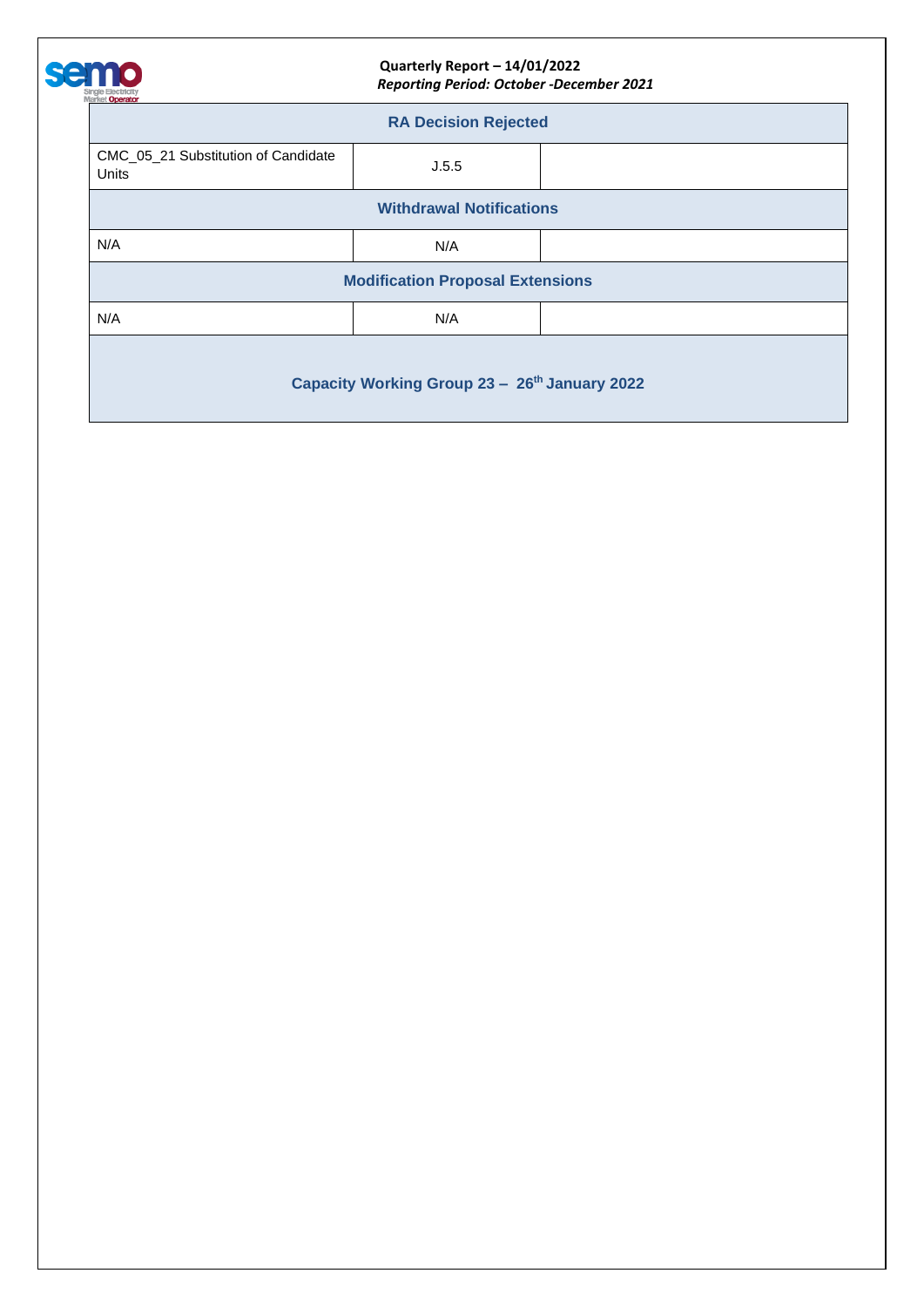| | | |
|---|---|---|
| **RA Decision Rejected** | | |
| CMC_05_21 Substitution of Candidate Units | J.5.5 | |
| **Withdrawal Notifications** | | |
| N/A | N/A | |
| **Modification Proposal Extensions** | | |
| N/A | N/A | |
| **Capacity Working Group 23 – 26th January 2022** | | |